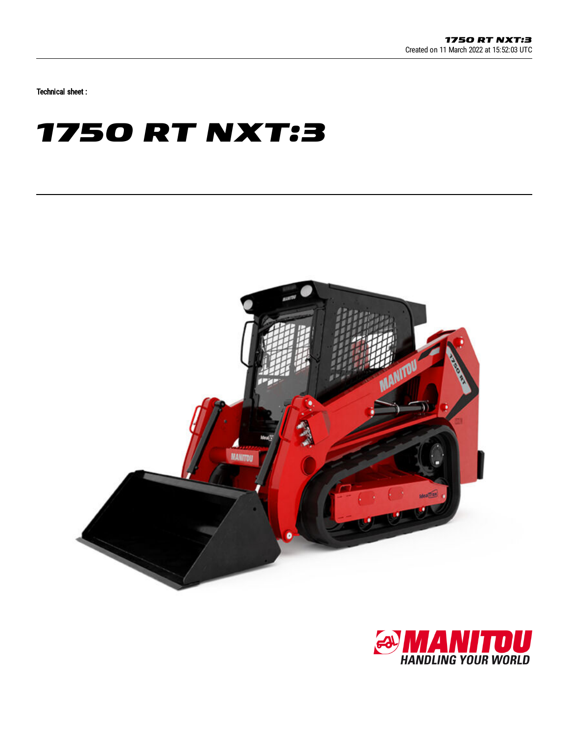Created on 11 March 2022 at 15:52:03 UTC

Technical sheet :

# 1750 RT NXT:3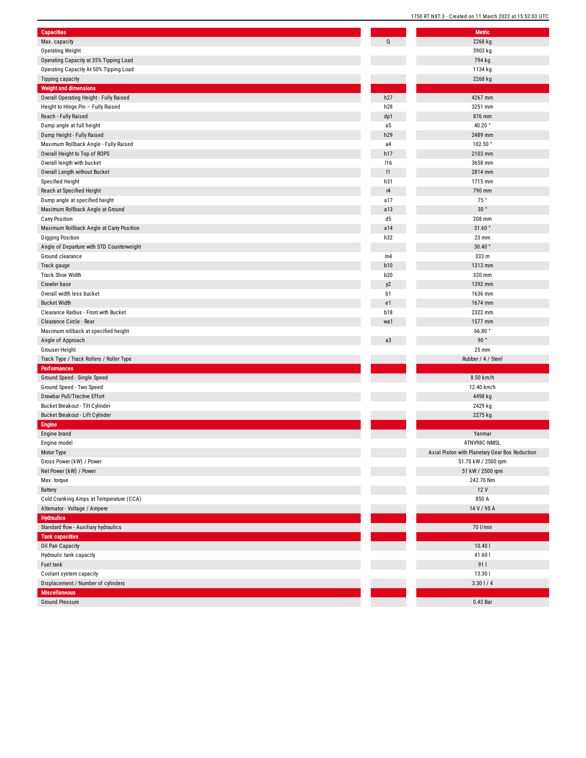| Capacities | | Metric |
|---|---|---|
| Max. capacity | Q | 2268 kg |
| Operating Weight | | 3903 kg |
| Operating Capacity at 35% Tipping Load | | 794 kg |
| Operating Capacity At 50% Tipping Load | | 1134 kg |
| Tipping capacity | | 2268 kg |
| **Weight and dimensions** | | |
| Overall Operating Height - Fully Raised | h27 | 4267 mm |
| Height to Hinge Pin – Fully Raised | h28 | 3251 mm |
| Reach - Fully Raised | dp1 | 876 mm |
| Dump angle at full height | a5 | 40.20 ° |
| Dump Height - Fully Raised | h29 | 2489 mm |
| Maximum Rollback Angle - Fully Raised | a4 | 102.50 ° |
| Overall Height to Top of ROPS | h17 | 2103 mm |
| Overall length with bucket | l16 | 3658 mm |
| Overall Length without Bucket | l1 | 2814 mm |
| Specified Height | h31 | 1715 mm |
| Reach at Specified Height | r4 | 790 mm |
| Dump angle at specified height | a17 | 75 ° |
| Maximum Rollback Angle at Ground | a13 | 30 ° |
| Carry Position | d5 | 208 mm |
| Maximum Rollback Angle at Carry Position | a14 | 31.60 ° |
| Digging Position | h32 | 23 mm |
| Angle of Departure with STD Counterweight | | 30.40 ° |
| Ground clearance | m4 | 333 m |
| Track gauge | b10 | 1313 mm |
| Track Shoe Width | b20 | 320 mm |
| Crawler base | y2 | 1392 mm |
| Overall width less bucket | b1 | 1636 mm |
| Bucket Width | e1 | 1674 mm |
| Clearance Radius - Front with Bucket | b18 | 2322 mm |
| Clearance Circle - Rear | wa1 | 1577 mm |
| Maximum rollback at specified height | | 66.80 ° |
| Angle of Approach | a3 | 90 ° |
| Grouser Height | | 25 mm |
| Track Type / Track Rollers / Roller Type | | Rubber / 4 / Steel |
| **Performances** | | |
| Ground Speed - Single Speed | | 8.50 km/h |
| Ground Speed - Two Speed | | 12.40 km/h |
| Drawbar Pull/Tractive Effort | | 4498 kg |
| Bucket Breakout - Tilt Cylinder | | 2429 kg |
| Bucket Breakout - Lift Cylinder | | 2275 kg |
| **Engine** | | |
| Engine brand | | Yanmar |
| Engine model | | 4TNV98C-NMSL |
| Motor Type | | Axial Piston with Planetary Gear Box Reduction |
| Gross Power (kW) / Power | | 51.70 kW / 2500 rpm |
| Net Power (kW) / Power | | 51 kW / 2500 rpm |
| Max. torque | | 242.70 Nm |
| Battery | | 12 V |
| Cold Cranking Amps at Temperature (CCA) | | 850 A |
| Alternator - Voltage / Ampere | | 14 V / 95 A |
| **Hydraulics** | | |
| Standard flow - Auxiliary hydraulics | | 70 l/min |
| **Tank capacities** | | |
| Oil Pan Capacity | | 10.40 l |
| Hydraulic tank capacity | | 41.60 l |
| Fuel tank | | 91 l |
| Coolant system capacity | | 13.30 l |
| Displacement / Number of cylinders | | 3.30 l / 4 |
| **Miscellaneous** | | |
| Ground Pressure | | 0.43 Bar |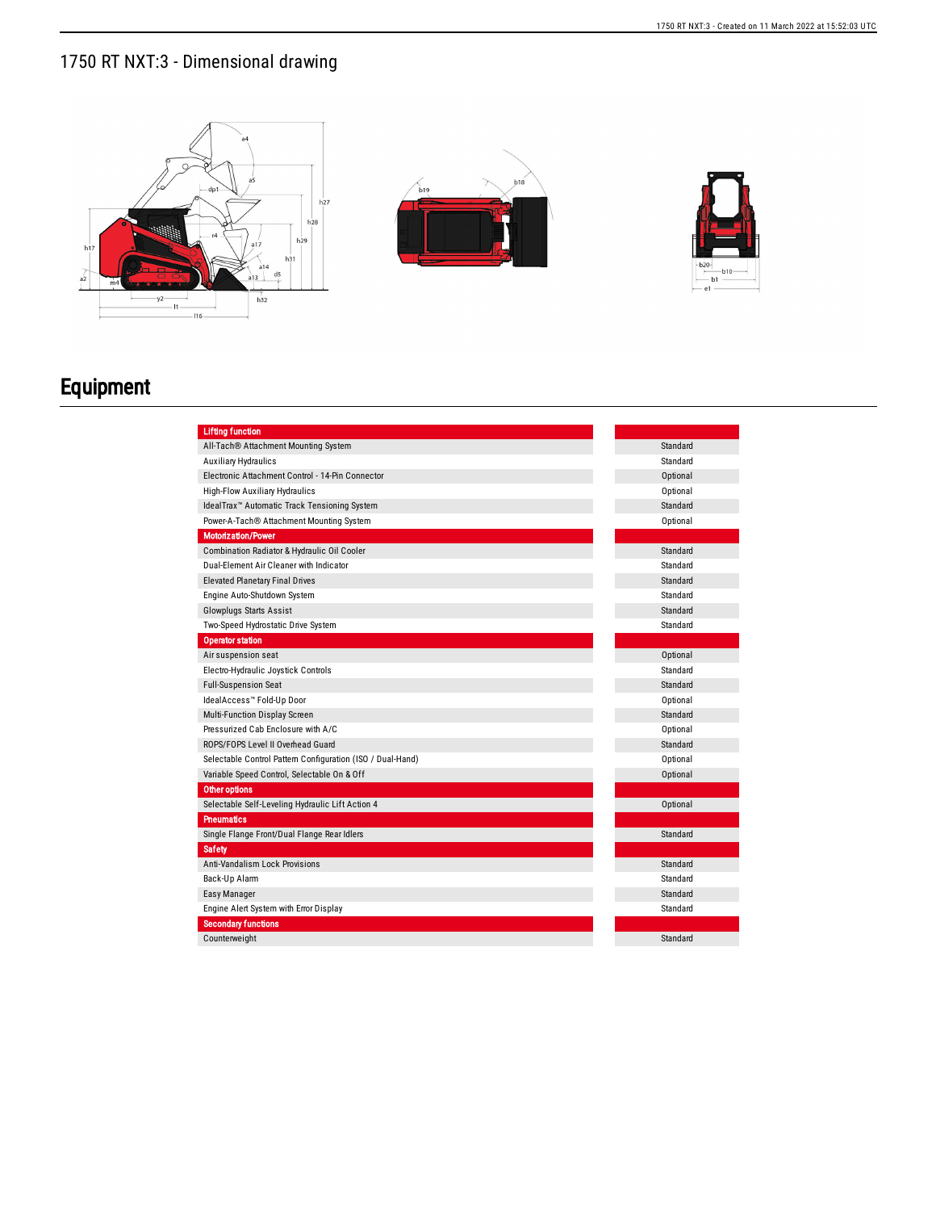# 1750 RT NXT:3 - Dimensional drawing

# Equipment

| Lifting function | |
|---|---|
| All-Tach® Attachment Mounting System | Standard |
| Auxiliary Hydraulics | Standard |
| Electronic Attachment Control - 14-Pin Connector | Optional |
| High-Flow Auxiliary Hydraulics | Optional |
| IdealTrax™ Automatic Track Tensioning System | Standard |
| Power-A-Tach® Attachment Mounting System | Optional |
| **Motorization/Power** | |
| Combination Radiator & Hydraulic Oil Cooler | Standard |
| Dual-Element Air Cleaner with Indicator | Standard |
| Elevated Planetary Final Drives | Standard |
| Engine Auto-Shutdown System | Standard |
| Glowplugs Starts Assist | Standard |
| Two-Speed Hydrostatic Drive System | Standard |
| **Operator station** | |
| Air suspension seat | Optional |
| Electro-Hydraulic Joystick Controls | Standard |
| Full-Suspension Seat | Standard |
| IdealAccess™ Fold-Up Door | Optional |
| Multi-Function Display Screen | Standard |
| Pressurized Cab Enclosure with A/C | Optional |
| ROPS/FOPS Level II Overhead Guard | Standard |
| Selectable Control Pattern Configuration (ISO / Dual-Hand) | Optional |
| Variable Speed Control, Selectable On & Off | Optional |
| **Other options** | |
| Selectable Self-Leveling Hydraulic Lift Action 4 | Optional |
| **Pneumatics** | |
| Single Flange Front/Dual Flange Rear Idlers | Standard |
| **Safety** | |
| Anti-Vandalism Lock Provisions | Standard |
| Back-Up Alarm | Standard |
| Easy Manager | Standard |
| Engine Alert System with Error Display | Standard |
| **Secondary functions** | |
| Counterweight | Standard |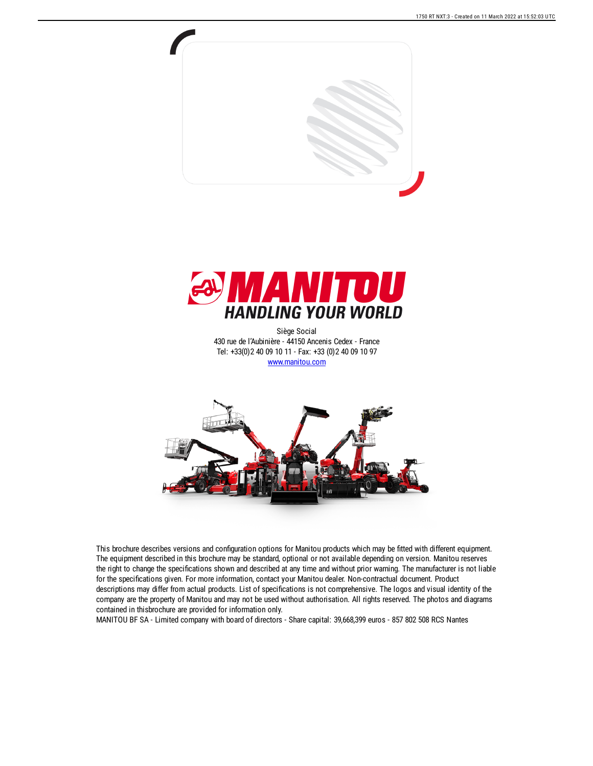MANITOU

HANDLING YOUR WORLD

Siège Social
430 rue de l'Aubinière - 44150 Ancenis Cedex - France
Tel: +33(0)2 40 09 10 11 - Fax: +33 (0)2 40 09 10 97
www.manitou.com

This brochure describes versions and configuration options for Manitou products which may be fitted with different equipment. The equipment described in this brochure may be standard, optional or not available depending on version. Manitou reserves the right to change the specifications shown and described at any time and without prior warning. The manufacturer is not liable for the specifications given. For more information, contact your Manitou dealer. Non-contractual document. Product descriptions may differ from actual products. List of specifications is not comprehensive. The logos and visual identity of the company are the property of Manitou and may not be used without authorisation. All rights reserved. The photos and diagrams contained in thisbrochure are provided for information only.
MANITOU BF SA - Limited company with board of directors - Share capital: 39,668,399 euros - 857 802 508 RCS Nantes